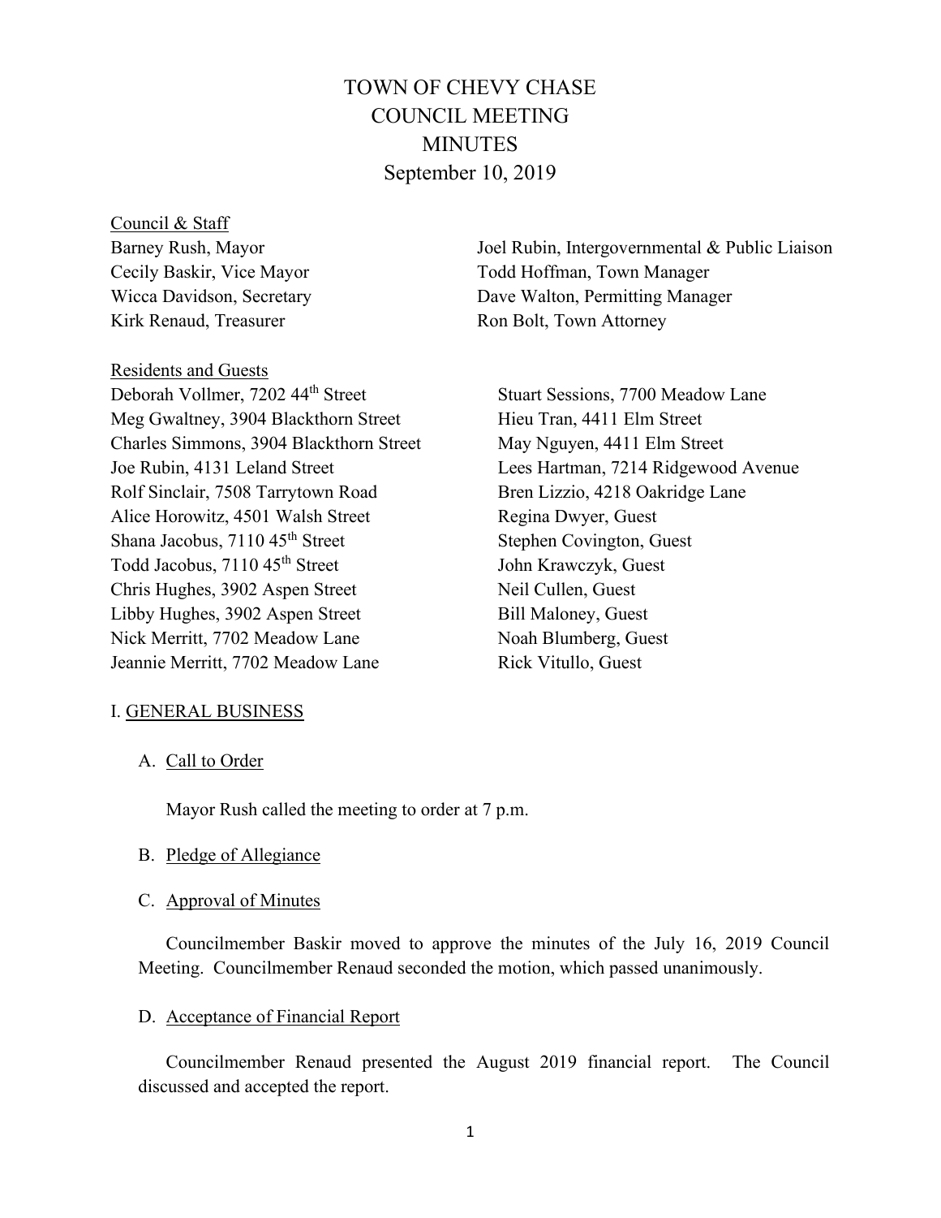# TOWN OF CHEVY CHASE
# COUNCIL MEETING
# MINUTES
# September 10, 2019

Council & Staff

Barney Rush, Mayor
Cecily Baskir, Vice Mayor
Wicca Davidson, Secretary
Kirk Renaud, Treasurer
Joel Rubin, Intergovernmental & Public Liaison
Todd Hoffman, Town Manager
Dave Walton, Permitting Manager
Ron Bolt, Town Attorney

Residents and Guests

Deborah Vollmer, 7202 44th Street
Meg Gwaltney, 3904 Blackthorn Street
Charles Simmons, 3904 Blackthorn Street
Joe Rubin, 4131 Leland Street
Rolf Sinclair, 7508 Tarrytown Road
Alice Horowitz, 4501 Walsh Street
Shana Jacobus, 7110 45th Street
Todd Jacobus, 7110 45th Street
Chris Hughes, 3902 Aspen Street
Libby Hughes, 3902 Aspen Street
Nick Merritt, 7702 Meadow Lane
Jeannie Merritt, 7702 Meadow Lane
Stuart Sessions, 7700 Meadow Lane
Hieu Tran, 4411 Elm Street
May Nguyen, 4411 Elm Street
Lees Hartman, 7214 Ridgewood Avenue
Bren Lizzio, 4218 Oakridge Lane
Regina Dwyer, Guest
Stephen Covington, Guest
John Krawczyk, Guest
Neil Cullen, Guest
Bill Maloney, Guest
Noah Blumberg, Guest
Rick Vitullo, Guest

## I. GENERAL BUSINESS

### A. Call to Order

Mayor Rush called the meeting to order at 7 p.m.

### B. Pledge of Allegiance

### C. Approval of Minutes

Councilmember Baskir moved to approve the minutes of the July 16, 2019 Council Meeting. Councilmember Renaud seconded the motion, which passed unanimously.

### D. Acceptance of Financial Report

Councilmember Renaud presented the August 2019 financial report. The Council discussed and accepted the report.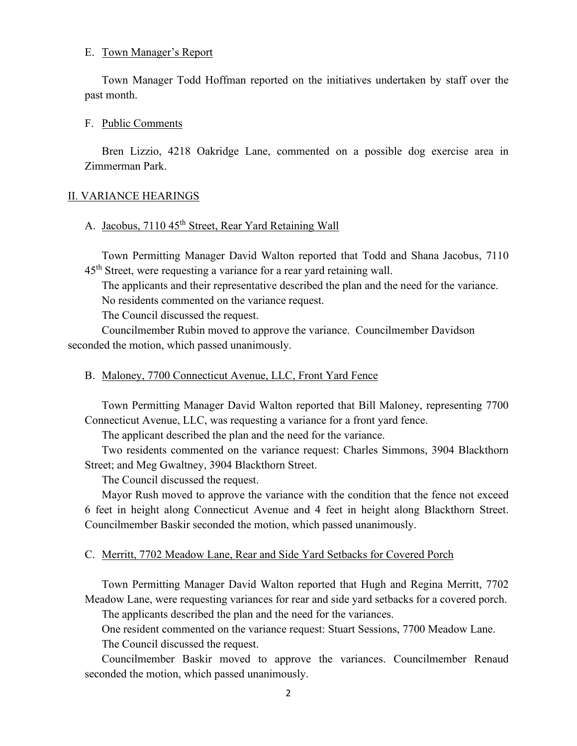E. <u>Town Manager's Report</u>

Town Manager Todd Hoffman reported on the initiatives undertaken by staff over the past month.

F. <u>Public Comments</u>

Bren Lizzio, 4218 Oakridge Lane, commented on a possible dog exercise area in Zimmerman Park.

## II. VARIANCE HEARINGS

A. <u>Jacobus, 7110 45th Street, Rear Yard Retaining Wall</u>

Town Permitting Manager David Walton reported that Todd and Shana Jacobus, 7110 45th Street, were requesting a variance for a rear yard retaining wall.

The applicants and their representative described the plan and the need for the variance.

No residents commented on the variance request.

The Council discussed the request.

Councilmember Rubin moved to approve the variance. Councilmember Davidson seconded the motion, which passed unanimously.

B. <u>Maloney, 7700 Connecticut Avenue, LLC, Front Yard Fence</u>

Town Permitting Manager David Walton reported that Bill Maloney, representing 7700 Connecticut Avenue, LLC, was requesting a variance for a front yard fence.

The applicant described the plan and the need for the variance.

Two residents commented on the variance request: Charles Simmons, 3904 Blackthorn Street; and Meg Gwaltney, 3904 Blackthorn Street.

The Council discussed the request.

Mayor Rush moved to approve the variance with the condition that the fence not exceed 6 feet in height along Connecticut Avenue and 4 feet in height along Blackthorn Street. Councilmember Baskir seconded the motion, which passed unanimously.

C. <u>Merritt, 7702 Meadow Lane, Rear and Side Yard Setbacks for Covered Porch</u>

Town Permitting Manager David Walton reported that Hugh and Regina Merritt, 7702 Meadow Lane, were requesting variances for rear and side yard setbacks for a covered porch.

The applicants described the plan and the need for the variances.

One resident commented on the variance request: Stuart Sessions, 7700 Meadow Lane.

The Council discussed the request.

Councilmember Baskir moved to approve the variances. Councilmember Renaud seconded the motion, which passed unanimously.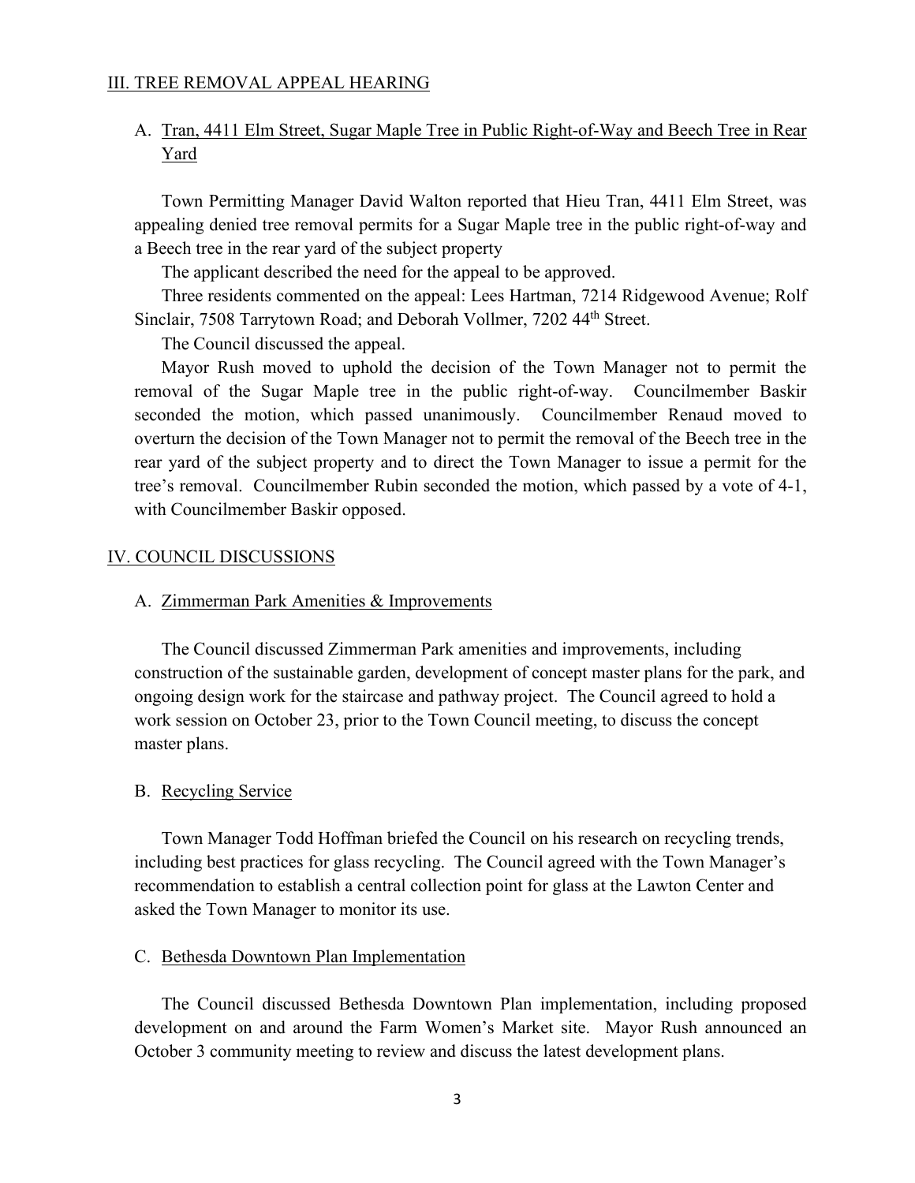## III. TREE REMOVAL APPEAL HEARING

### A. Tran, 4411 Elm Street, Sugar Maple Tree in Public Right-of-Way and Beech Tree in Rear Yard

Town Permitting Manager David Walton reported that Hieu Tran, 4411 Elm Street, was appealing denied tree removal permits for a Sugar Maple tree in the public right-of-way and a Beech tree in the rear yard of the subject property

The applicant described the need for the appeal to be approved.

Three residents commented on the appeal: Lees Hartman, 7214 Ridgewood Avenue; Rolf Sinclair, 7508 Tarrytown Road; and Deborah Vollmer, 7202 44th Street.

The Council discussed the appeal.

Mayor Rush moved to uphold the decision of the Town Manager not to permit the removal of the Sugar Maple tree in the public right-of-way. Councilmember Baskir seconded the motion, which passed unanimously. Councilmember Renaud moved to overturn the decision of the Town Manager not to permit the removal of the Beech tree in the rear yard of the subject property and to direct the Town Manager to issue a permit for the tree's removal. Councilmember Rubin seconded the motion, which passed by a vote of 4-1, with Councilmember Baskir opposed.

## IV. COUNCIL DISCUSSIONS

### A. Zimmerman Park Amenities & Improvements

The Council discussed Zimmerman Park amenities and improvements, including construction of the sustainable garden, development of concept master plans for the park, and ongoing design work for the staircase and pathway project. The Council agreed to hold a work session on October 23, prior to the Town Council meeting, to discuss the concept master plans.

### B. Recycling Service

Town Manager Todd Hoffman briefed the Council on his research on recycling trends, including best practices for glass recycling. The Council agreed with the Town Manager's recommendation to establish a central collection point for glass at the Lawton Center and asked the Town Manager to monitor its use.

### C. Bethesda Downtown Plan Implementation

The Council discussed Bethesda Downtown Plan implementation, including proposed development on and around the Farm Women's Market site. Mayor Rush announced an October 3 community meeting to review and discuss the latest development plans.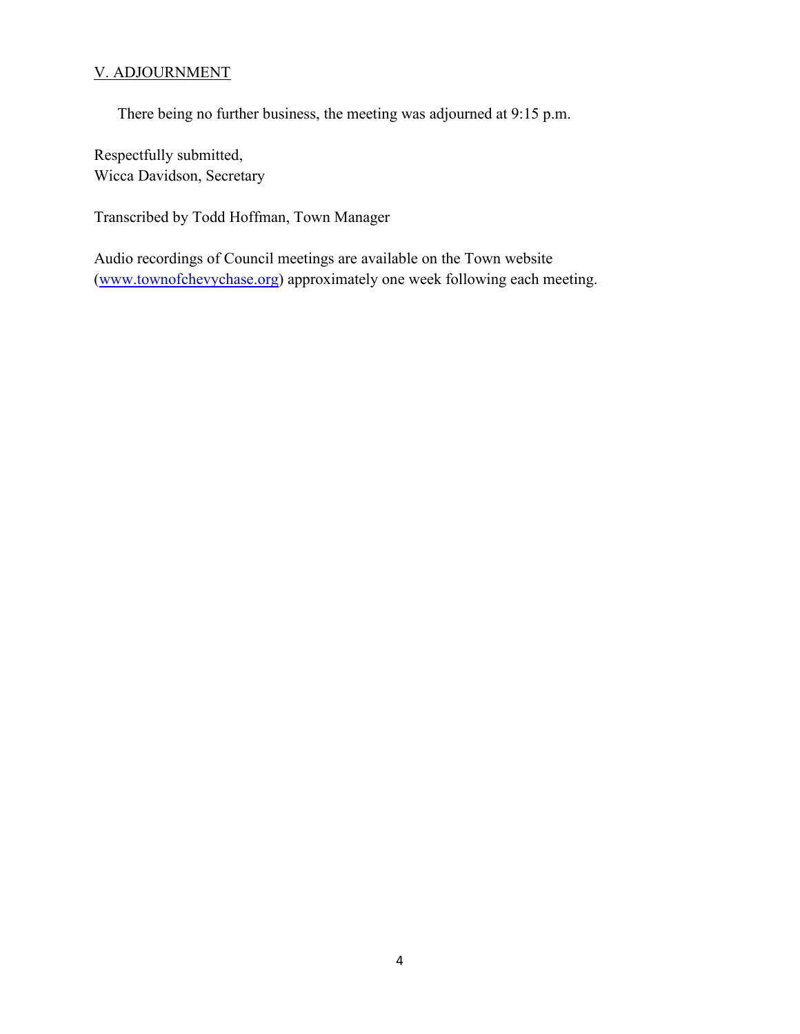V. ADJOURNMENT

There being no further business, the meeting was adjourned at 9:15 p.m.

Respectfully submitted,
Wicca Davidson, Secretary

Transcribed by Todd Hoffman, Town Manager

Audio recordings of Council meetings are available on the Town website ([www.townofchevychase.org](www.townofchevychase.org)) approximately one week following each meeting.